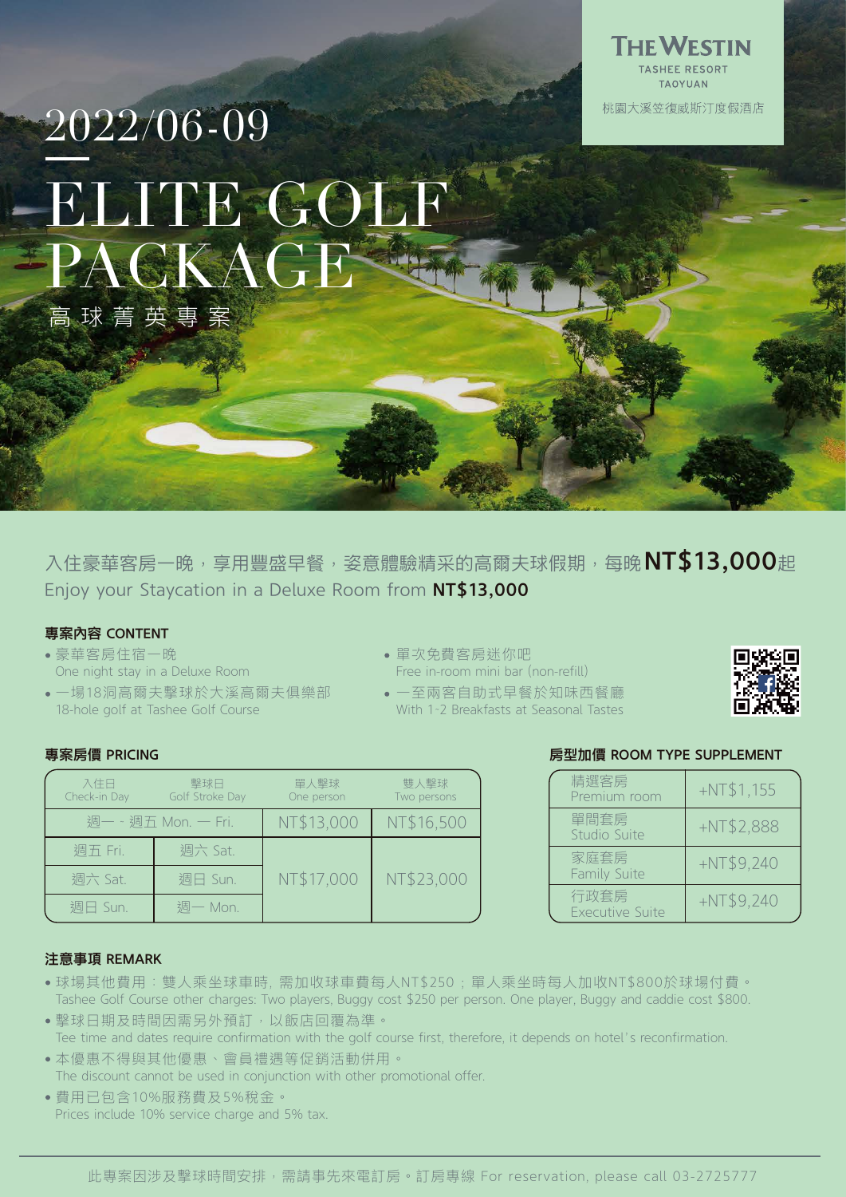THE WESTIN
TASHEE RESORT
TAOYUAN
桃園大溪笠復威斯汀度假酒店

2022/06-09

# ELITE GOLF PACKAGE

## 高球菁英專案

入住豪華客房一晚，享用豐盛早餐，姿意體驗精采的高爾夫球假期，每晚**NT$13,000**起
Enjoy your Staycation in a Deluxe Room from **NT$13,000**

### 專案內容 CONTENT

- 豪華客房住宿一晚
  One night stay in a Deluxe Room
- 一場18洞高爾夫擊球於大溪高爾夫俱樂部
  18-hole golf at Tashee Golf Course
- 單次免費客房迷你吧
  Free in-room mini bar (non-refill)
- 一至兩客自助式早餐於知味西餐廳
  With 1-2 Breakfasts at Seasonal Tastes

### 專案房價 PRICING

| 入住日 Check-in Day | 擊球日 Golf Stroke Day | 單人擊球 One person | 雙人擊球 Two persons |
|---|---|---|---|
| 週一 - 週五 Mon. — Fri. | | NT$13,000 | NT$16,500 |
| 週五 Fri. | 週六 Sat. | NT$17,000 | NT$23,000 |
| 週六 Sat. | 週日 Sun. | NT$17,000 | NT$23,000 |
| 週日 Sun. | 週一 Mon. | NT$17,000 | NT$23,000 |

### 房型加價 ROOM TYPE SUPPLEMENT

| 房型 | 加價 |
|---|---|
| 精選客房 Premium room | +NT$1,155 |
| 單間套房 Studio Suite | +NT$2,888 |
| 家庭套房 Family Suite | +NT$9,240 |
| 行政套房 Executive Suite | +NT$9,240 |

### 注意事項 REMARK

- 球場其他費用：雙人乘坐球車時，需加收球車費每人NT$250；單人乘坐時每人加收NT$800於球場付費。
  Tashee Golf Course other charges: Two players, Buggy cost $250 per person. One player, Buggy and caddie cost $800.
- 擊球日期及時間因需另外預訂，以飯店回覆為準。
  Tee time and dates require confirmation with the golf course first, therefore, it depends on hotel's reconfirmation.
- 本優惠不得與其他優惠、會員禮遇等促銷活動併用。
  The discount cannot be used in conjunction with other promotional offer.
- 費用已包含10%服務費及5%稅金。
  Prices include 10% service charge and 5% tax.

此專案因涉及擊球時間安排，需請事先來電訂房。訂房專線 For reservation, please call 03-2725777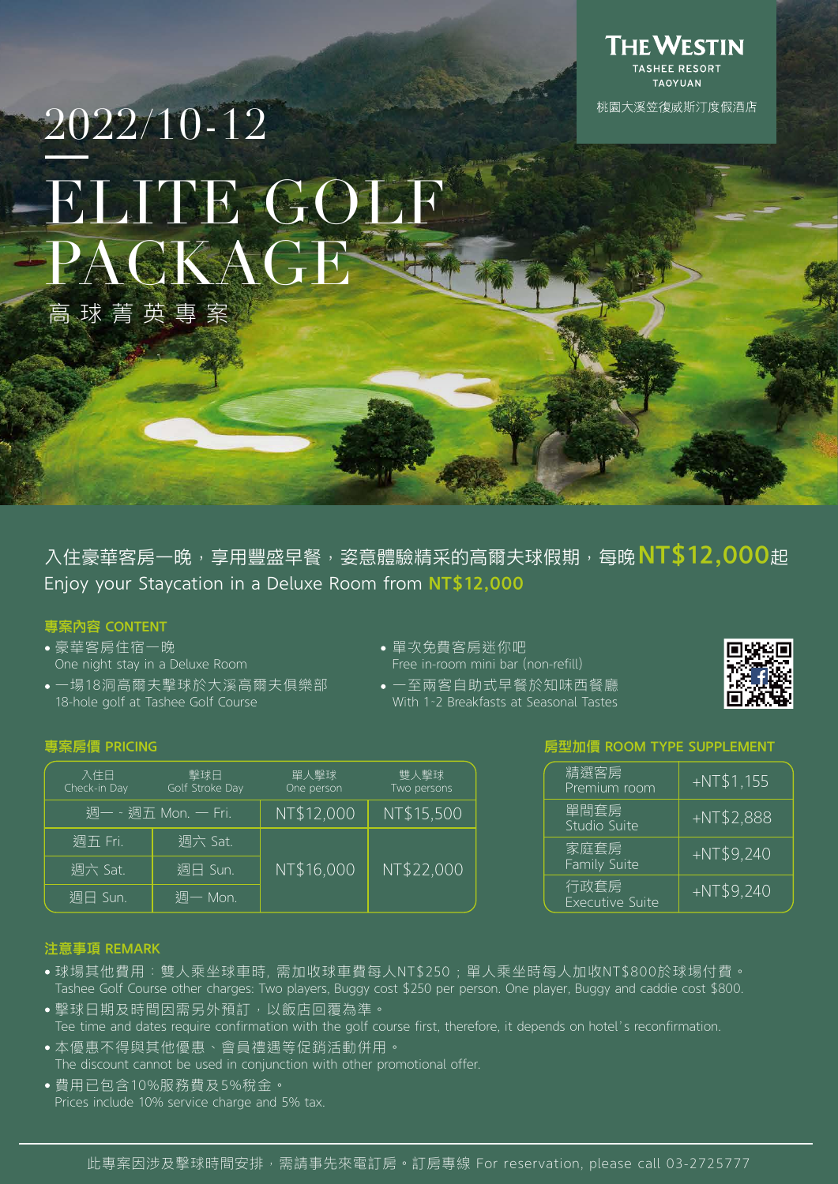THE WESTIN
TASHEE RESORT
TAOYUAN
桃園大溪笠復威斯汀度假酒店

2022/10-12

# ELITE GOLF PACKAGE

## 高球菁英專案

入住豪華客房一晚，享用豐盛早餐，姿意體驗精采的高爾夫球假期，每晚**NT$12,000**起
Enjoy your Staycation in a Deluxe Room from **NT$12,000**

### 專案內容 CONTENT

- 豪華客房住宿一晚
  One night stay in a Deluxe Room
- 一場18洞高爾夫擊球於大溪高爾夫俱樂部
  18-hole golf at Tashee Golf Course
- 單次免費客房迷你吧
  Free in-room mini bar (non-refill)
- 一至兩客自助式早餐於知味西餐廳
  With 1-2 Breakfasts at Seasonal Tastes

### 專案房價 PRICING

| 入住日 Check-in Day | 擊球日 Golf Stroke Day | 單人擊球 One person | 雙人擊球 Two persons |
|---|---|---|---|
| 週一 - 週五 Mon. — Fri. | | NT$12,000 | NT$15,500 |
| 週五 Fri. | 週六 Sat. | NT$16,000 | NT$22,000 |
| 週六 Sat. | 週日 Sun. | | |
| 週日 Sun. | 週一 Mon. | | |

### 房型加價 ROOM TYPE SUPPLEMENT

| | |
|---|---|
| 精選客房 Premium room | +NT$1,155 |
| 單間套房 Studio Suite | +NT$2,888 |
| 家庭套房 Family Suite | +NT$9,240 |
| 行政套房 Executive Suite | +NT$9,240 |

### 注意事項 REMARK

- 球場其他費用：雙人乘坐球車時，需加收球車費每人NT$250；單人乘坐時每人加收NT$800於球場付費。
  Tashee Golf Course other charges: Two players, Buggy cost $250 per person. One player, Buggy and caddie cost $800.
- 擊球日期及時間因需另外預訂，以飯店回覆為準。
  Tee time and dates require confirmation with the golf course first, therefore, it depends on hotel's reconfirmation.
- 本優惠不得與其他優惠、會員禮遇等促銷活動併用。
  The discount cannot be used in conjunction with other promotional offer.
- 費用已包含10%服務費及5%稅金。
  Prices include 10% service charge and 5% tax.

此專案因涉及擊球時間安排，需請事先來電訂房。訂房專線 For reservation, please call 03-2725777